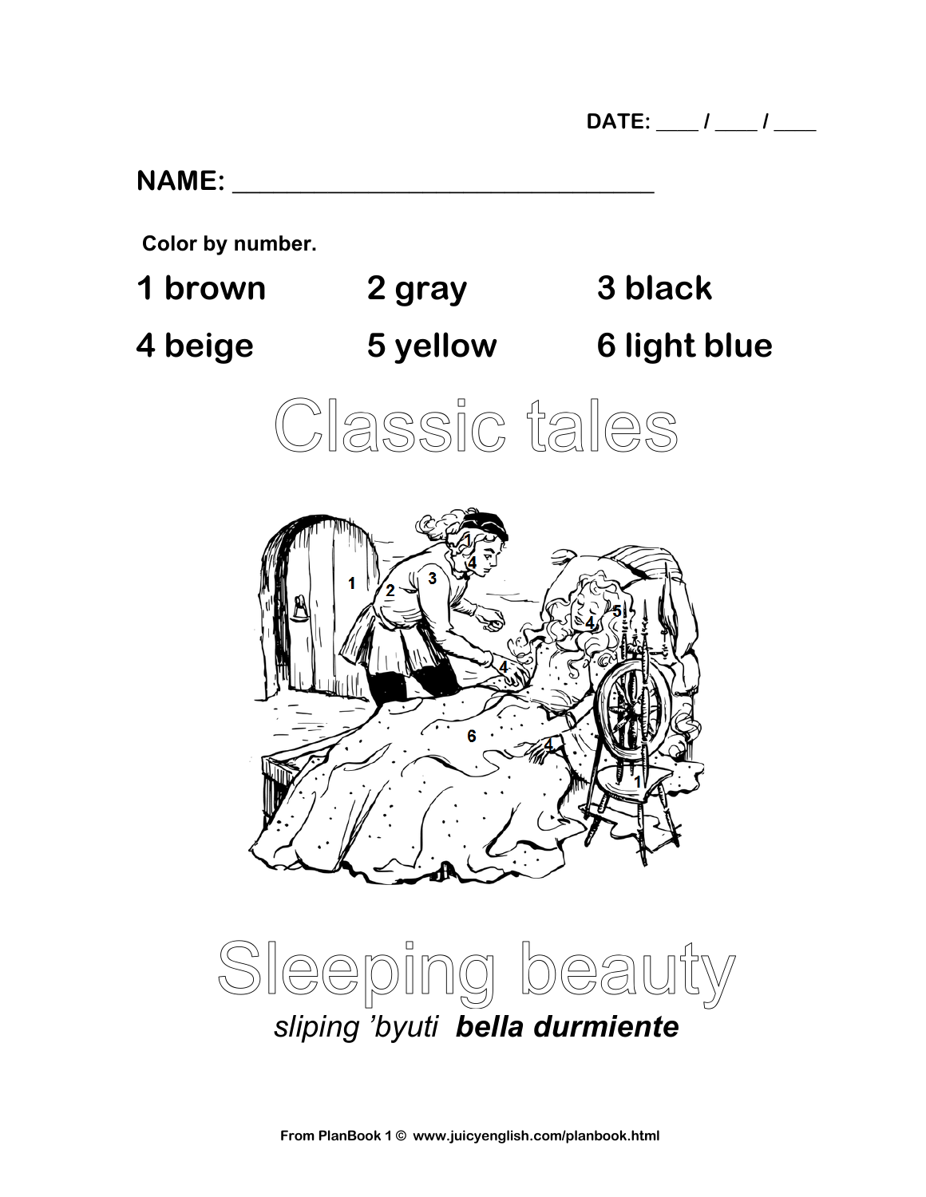DATE: ____ / ____ / ____

**NAME:** ________________________________

**Color by number.**

**1 brown** **2 gray** **3 black**

**4 beige** **5 yellow** **6 light blue**

# Classic tales

# Sleeping beauty

*sliping 'byuti* ***bella durmiente***

From PlanBook 1 © www.juicyenglish.com/planbook.html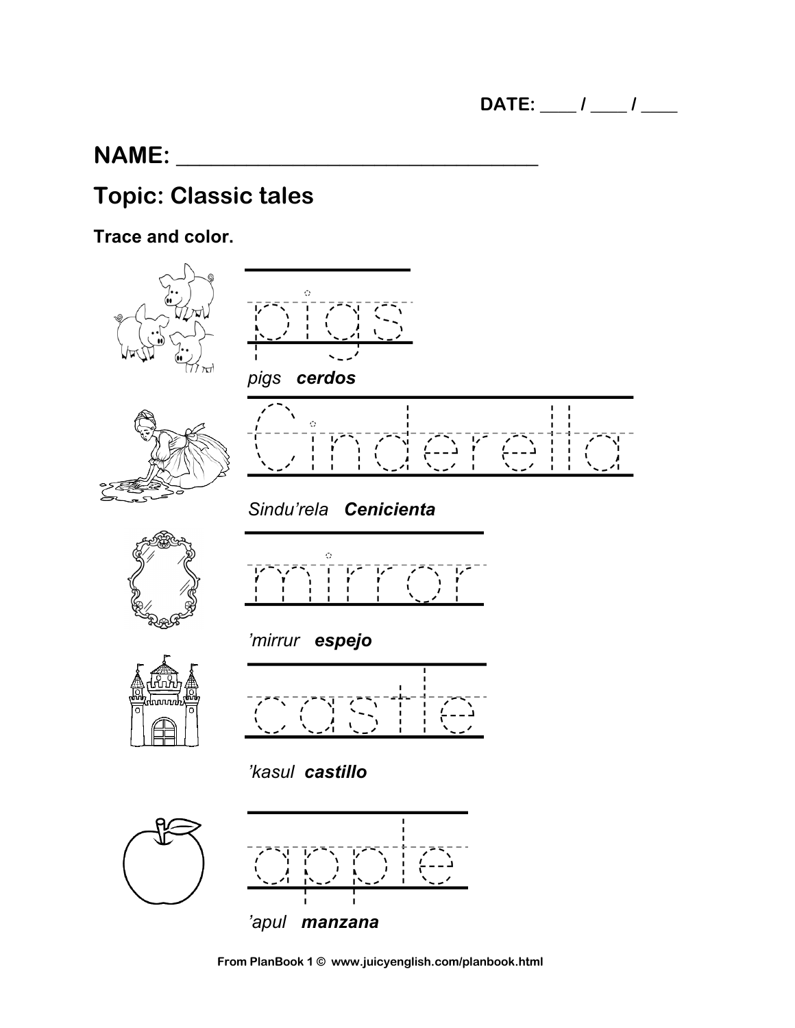DATE: ____ / ____ / ____

## NAME: ______________________________

## Topic: Classic tales

**Trace and color.**

pigs

*pigs* ***cerdos***

Cinderella

*Sindu'rela* ***Cenicienta***

mirror

*'mirrur* ***espejo***

castle

*'kasul* ***castillo***

apple

*'apul* ***manzana***

**From PlanBook 1 © www.juicyenglish.com/planbook.html**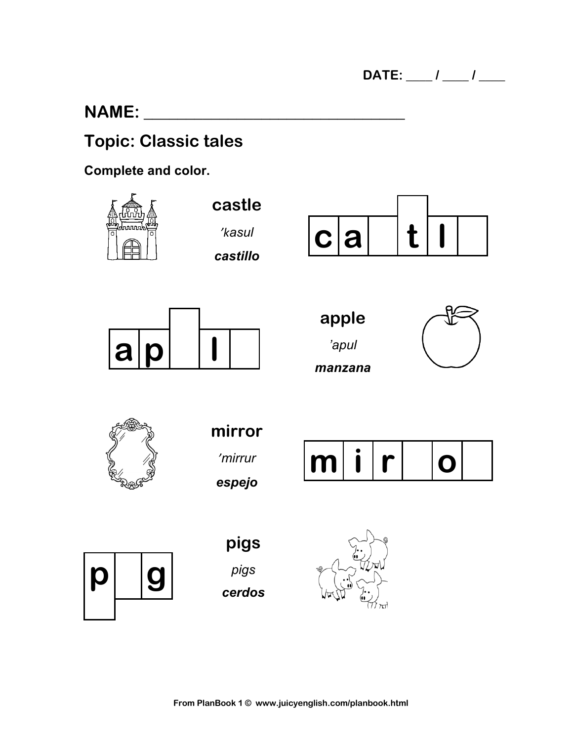DATE: ____ / ____ / ____

**NAME:** ________________________________

## Topic: Classic tales

**Complete and color.**

**castle**

*'kasul*

***castillo***

| c | a |  | t | l |  |
|---|---|---|---|---|---|

| a | p |  | l |  |
|---|---|---|---|---|

**apple**

*'apul*

***manzana***

**mirror**

*'mirrur*

***espejo***

| m | i | r |  | o |  |
|---|---|---|---|---|---|

| p |  | g |
|---|---|---|

**pigs**

*pigs*

***cerdos***

From PlanBook 1 © www.juicyenglish.com/planbook.html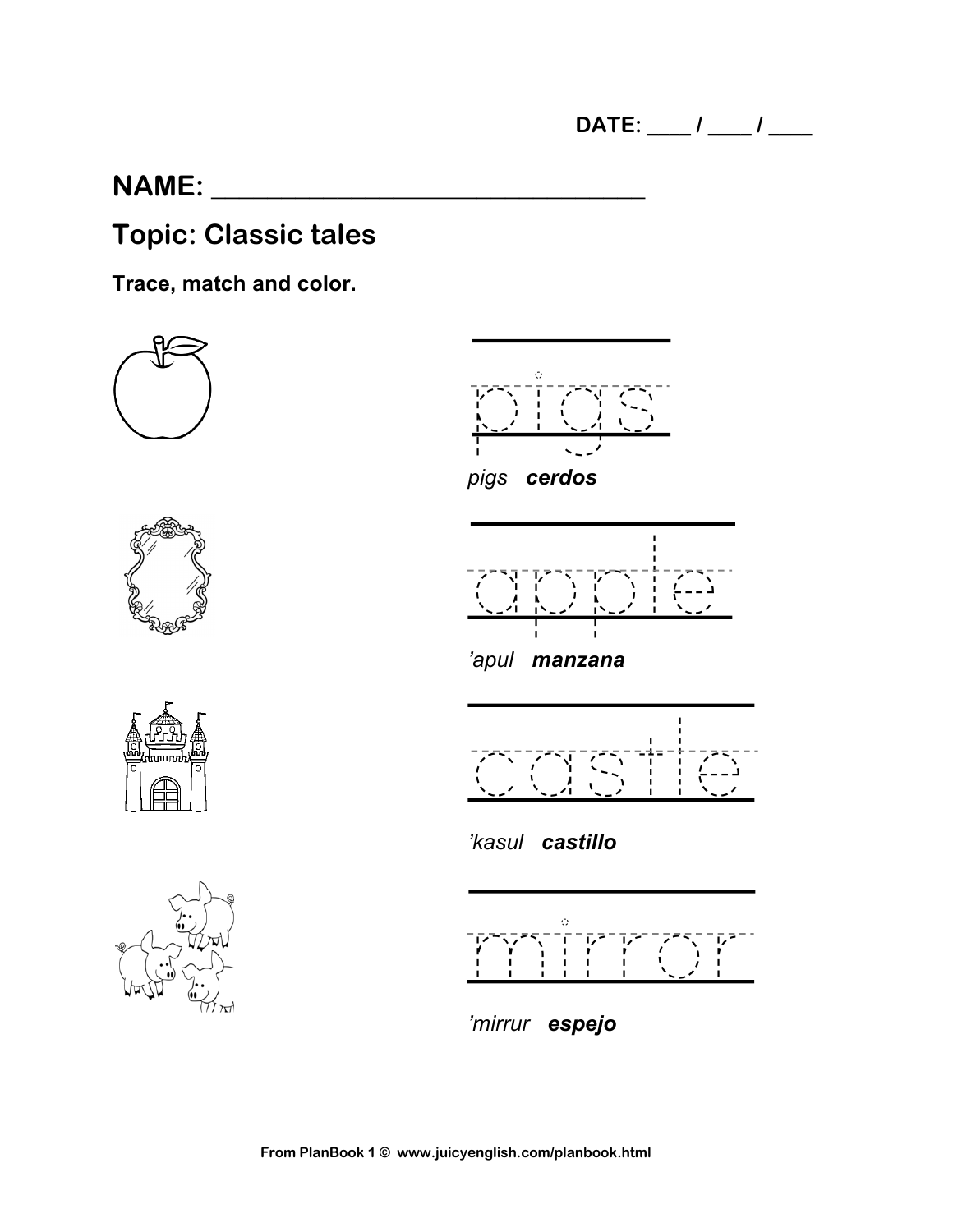DATE: ____ / ____ / ____

## NAME: ______________________________

## Topic: Classic tales

**Trace, match and color.**

pigs

*pigs* ***cerdos***

apple

*'apul* ***manzana***

castle

*'kasul* ***castillo***

mirror

*'mirrur* ***espejo***

From PlanBook 1 © www.juicyenglish.com/planbook.html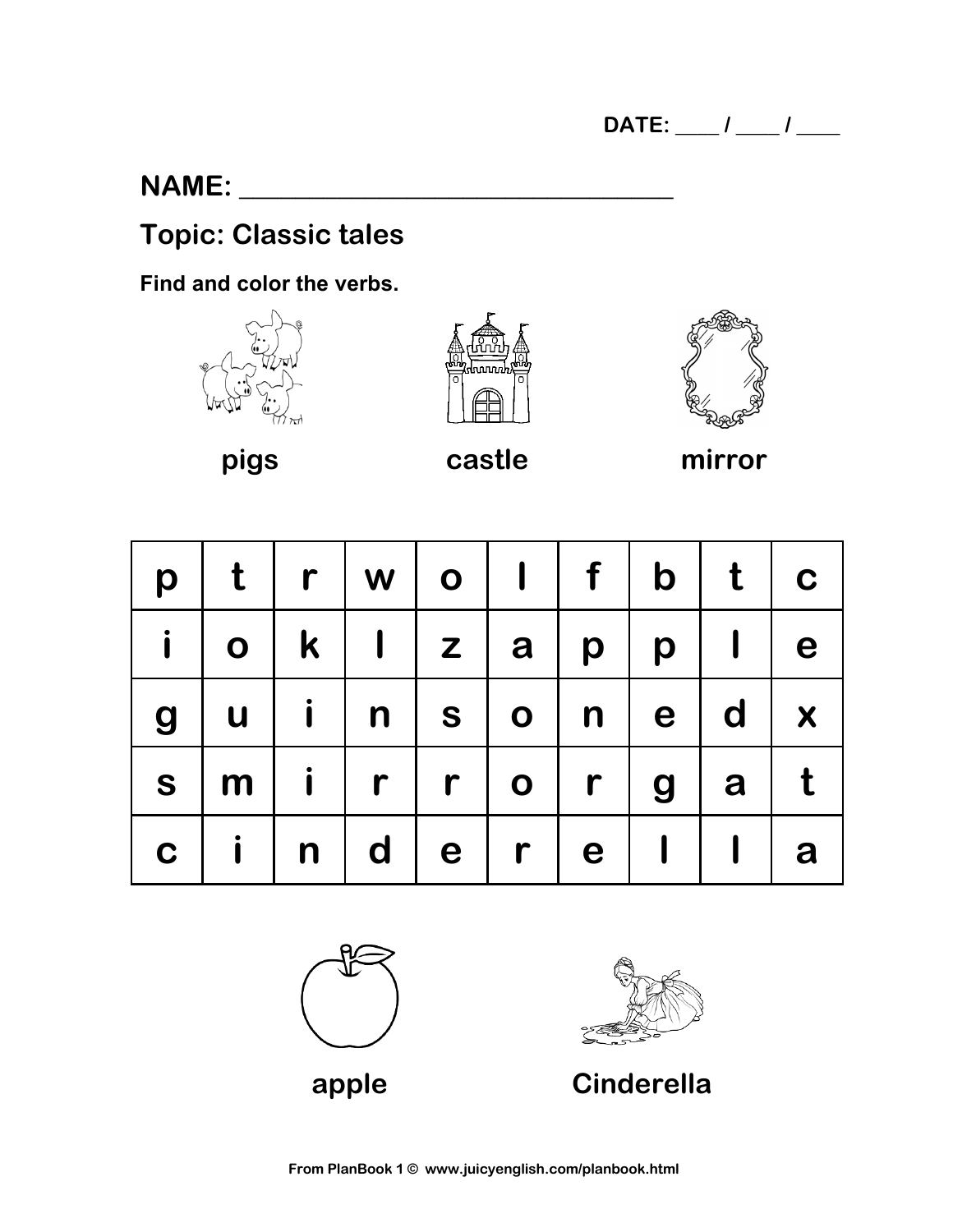DATE: ____ / ____ / ____

## NAME: ______________________________

## Topic: Classic tales

**Find and color the verbs.**

**pigs** **castle** **mirror**

| p | t | r | w | o | l | f | b | t | c |
|---|---|---|---|---|---|---|---|---|---|
| i | o | k | l | z | a | p | p | l | e |
| g | u | i | n | s | o | n | e | d | x |
| s | m | i | r | r | o | r | g | a | t |
| c | i | n | d | e | r | e | l | l | a |

**apple** **Cinderella**

From PlanBook 1 © www.juicyenglish.com/planbook.html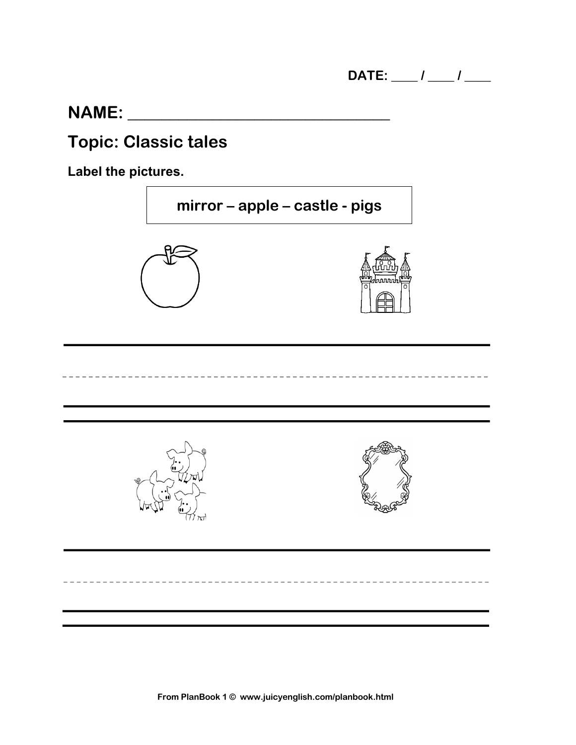DATE: ____ / ____ / ____

# NAME: ______________________________

## Topic: Classic tales

**Label the pictures.**

**mirror – apple – castle - pigs**